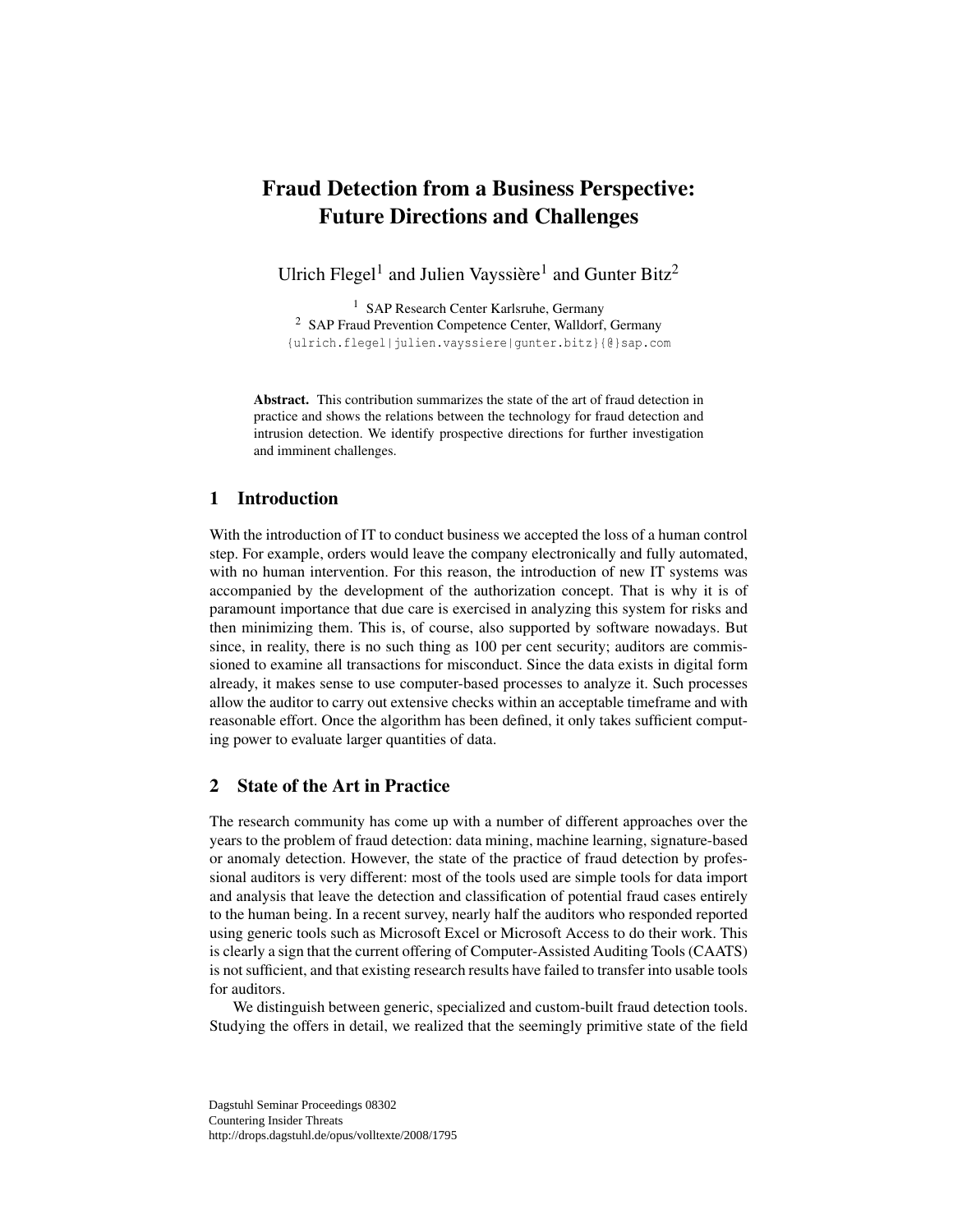# Fraud Detection from a Business Perspective: Future Directions and Challenges

Ulrich Flegel[1] and Julien Vayssière[1] and Gunter Bitz[2]

[1] SAP Research Center Karlsruhe, Germany
[2] SAP Fraud Prevention Competence Center, Walldorf, Germany
{ulrich.flegel|julien.vayssiere|gunter.bitz}{@}sap.com

**Abstract.** This contribution summarizes the state of the art of fraud detection in practice and shows the relations between the technology for fraud detection and intrusion detection. We identify prospective directions for further investigation and imminent challenges.

## 1 Introduction

With the introduction of IT to conduct business we accepted the loss of a human control step. For example, orders would leave the company electronically and fully automated, with no human intervention. For this reason, the introduction of new IT systems was accompanied by the development of the authorization concept. That is why it is of paramount importance that due care is exercised in analyzing this system for risks and then minimizing them. This is, of course, also supported by software nowadays. But since, in reality, there is no such thing as 100 per cent security; auditors are commissioned to examine all transactions for misconduct. Since the data exists in digital form already, it makes sense to use computer-based processes to analyze it. Such processes allow the auditor to carry out extensive checks within an acceptable timeframe and with reasonable effort. Once the algorithm has been defined, it only takes sufficient computing power to evaluate larger quantities of data.

## 2 State of the Art in Practice

The research community has come up with a number of different approaches over the years to the problem of fraud detection: data mining, machine learning, signature-based or anomaly detection. However, the state of the practice of fraud detection by professional auditors is very different: most of the tools used are simple tools for data import and analysis that leave the detection and classification of potential fraud cases entirely to the human being. In a recent survey, nearly half the auditors who responded reported using generic tools such as Microsoft Excel or Microsoft Access to do their work. This is clearly a sign that the current offering of Computer-Assisted Auditing Tools (CAATS) is not sufficient, and that existing research results have failed to transfer into usable tools for auditors.

We distinguish between generic, specialized and custom-built fraud detection tools. Studying the offers in detail, we realized that the seemingly primitive state of the field

Dagstuhl Seminar Proceedings 08302
Countering Insider Threats
http://drops.dagstuhl.de/opus/volltexte/2008/1795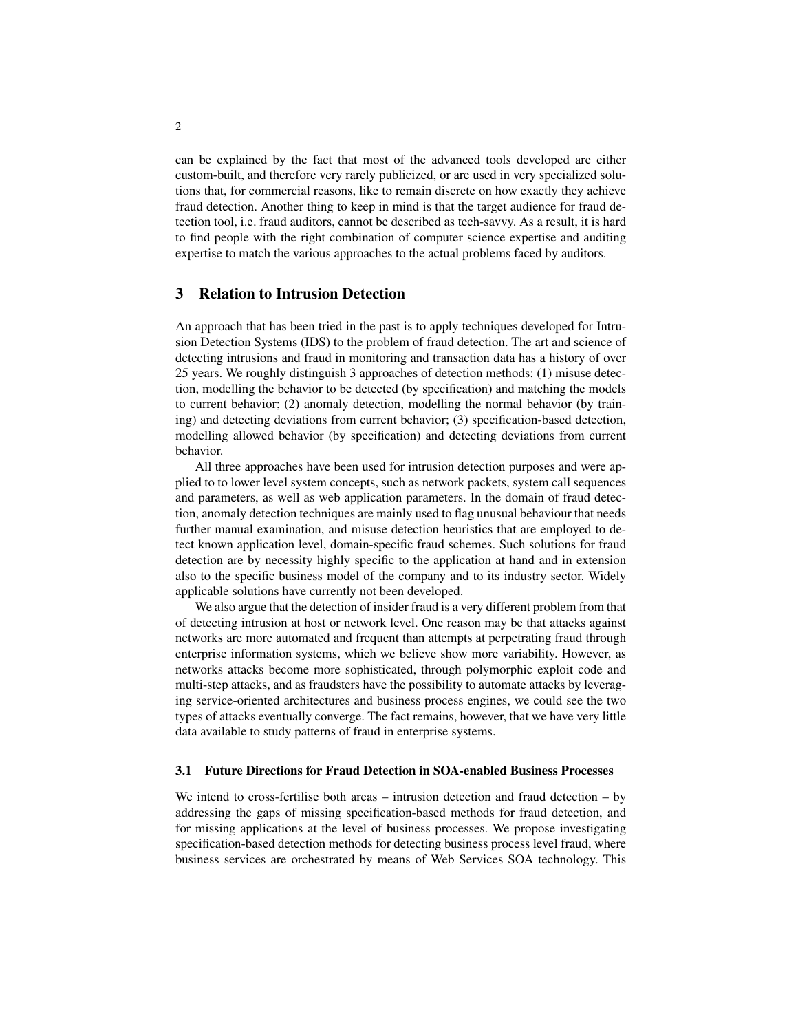can be explained by the fact that most of the advanced tools developed are either custom-built, and therefore very rarely publicized, or are used in very specialized solutions that, for commercial reasons, like to remain discrete on how exactly they achieve fraud detection. Another thing to keep in mind is that the target audience for fraud detection tool, i.e. fraud auditors, cannot be described as tech-savvy. As a result, it is hard to find people with the right combination of computer science expertise and auditing expertise to match the various approaches to the actual problems faced by auditors.

## 3 Relation to Intrusion Detection

An approach that has been tried in the past is to apply techniques developed for Intrusion Detection Systems (IDS) to the problem of fraud detection. The art and science of detecting intrusions and fraud in monitoring and transaction data has a history of over 25 years. We roughly distinguish 3 approaches of detection methods: (1) misuse detection, modelling the behavior to be detected (by specification) and matching the models to current behavior; (2) anomaly detection, modelling the normal behavior (by training) and detecting deviations from current behavior; (3) specification-based detection, modelling allowed behavior (by specification) and detecting deviations from current behavior.

All three approaches have been used for intrusion detection purposes and were applied to to lower level system concepts, such as network packets, system call sequences and parameters, as well as web application parameters. In the domain of fraud detection, anomaly detection techniques are mainly used to flag unusual behaviour that needs further manual examination, and misuse detection heuristics that are employed to detect known application level, domain-specific fraud schemes. Such solutions for fraud detection are by necessity highly specific to the application at hand and in extension also to the specific business model of the company and to its industry sector. Widely applicable solutions have currently not been developed.

We also argue that the detection of insider fraud is a very different problem from that of detecting intrusion at host or network level. One reason may be that attacks against networks are more automated and frequent than attempts at perpetrating fraud through enterprise information systems, which we believe show more variability. However, as networks attacks become more sophisticated, through polymorphic exploit code and multi-step attacks, and as fraudsters have the possibility to automate attacks by leveraging service-oriented architectures and business process engines, we could see the two types of attacks eventually converge. The fact remains, however, that we have very little data available to study patterns of fraud in enterprise systems.

### 3.1 Future Directions for Fraud Detection in SOA-enabled Business Processes

We intend to cross-fertilise both areas – intrusion detection and fraud detection – by addressing the gaps of missing specification-based methods for fraud detection, and for missing applications at the level of business processes. We propose investigating specification-based detection methods for detecting business process level fraud, where business services are orchestrated by means of Web Services SOA technology. This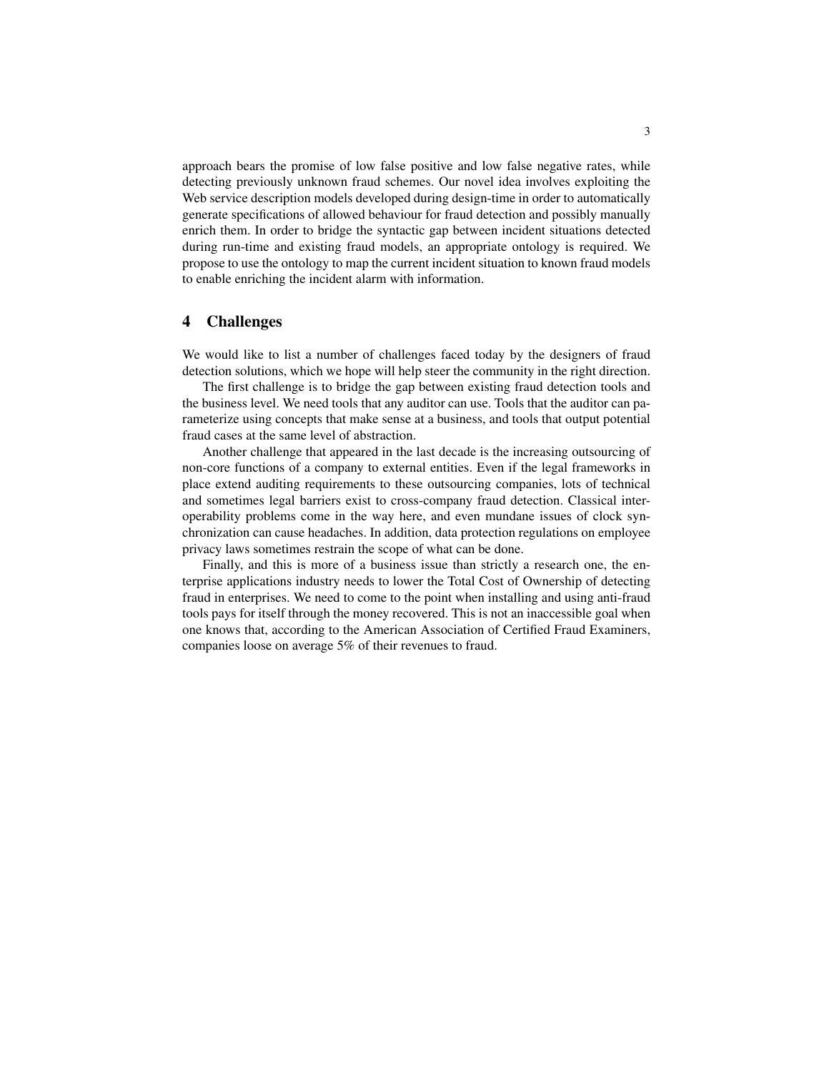approach bears the promise of low false positive and low false negative rates, while detecting previously unknown fraud schemes. Our novel idea involves exploiting the Web service description models developed during design-time in order to automatically generate specifications of allowed behaviour for fraud detection and possibly manually enrich them. In order to bridge the syntactic gap between incident situations detected during run-time and existing fraud models, an appropriate ontology is required. We propose to use the ontology to map the current incident situation to known fraud models to enable enriching the incident alarm with information.

## 4 Challenges

We would like to list a number of challenges faced today by the designers of fraud detection solutions, which we hope will help steer the community in the right direction.

The first challenge is to bridge the gap between existing fraud detection tools and the business level. We need tools that any auditor can use. Tools that the auditor can parameterize using concepts that make sense at a business, and tools that output potential fraud cases at the same level of abstraction.

Another challenge that appeared in the last decade is the increasing outsourcing of non-core functions of a company to external entities. Even if the legal frameworks in place extend auditing requirements to these outsourcing companies, lots of technical and sometimes legal barriers exist to cross-company fraud detection. Classical interoperability problems come in the way here, and even mundane issues of clock synchronization can cause headaches. In addition, data protection regulations on employee privacy laws sometimes restrain the scope of what can be done.

Finally, and this is more of a business issue than strictly a research one, the enterprise applications industry needs to lower the Total Cost of Ownership of detecting fraud in enterprises. We need to come to the point when installing and using anti-fraud tools pays for itself through the money recovered. This is not an inaccessible goal when one knows that, according to the American Association of Certified Fraud Examiners, companies loose on average 5% of their revenues to fraud.